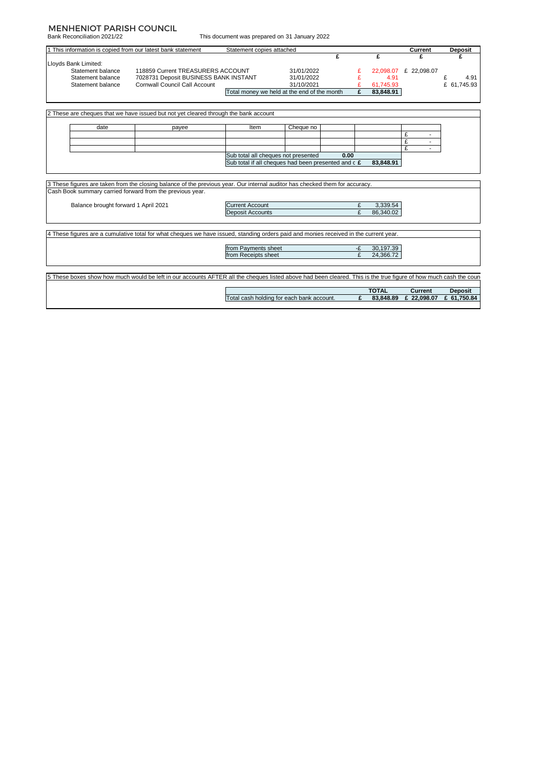# MENHENIOT PARISH COUNCIL

Bank Reconciliation 2021/22

This document was prepared on 31 January 2022

| 1 This information is copied from our latest bank statement | | Statement copies attached | | | | Current | Deposit |
|---|---|---|---|---|---|---|---|
| | | | | £ | £ | £ | £ |
| Lloyds Bank Limited: | | | | | | | |
| Statement balance | 118859 Current TREASURERS ACCOUNT | | 31/01/2022 | | £ 22,098.07 | £ 22,098.07 | |
| Statement balance | 7028731 Deposit BUSINESS BANK INSTANT | | 31/01/2022 | | £ 4.91 | | £ 4.91 |
| Statement balance | Cornwall Council Call Account | | 31/10/2021 | | £ 61,745.93 | | £ 61,745.93 |
| | | Total money we held at the end of the month | | | £ 83,848.91 | | |

2 These are cheques that we have issued but not yet cleared through the bank account

| date | payee | Item | Cheque no | | | |
|---|---|---|---|---|---|---|
| | | | | | | £ - |
| | | | | | | £ - |
| | | | | | | £ - |
| | | Sub total all cheques not presented | | 0.00 | | |
| | | Sub total if all cheques had been presented and c | | | £ 83,848.91 | |

3 These figures are taken from the closing balance of the previous year. Our internal auditor has checked them for accuracy.

Cash Book summary carried forward from the previous year.

| Balance brought forward 1 April 2021 | | |
|---|---|---|
| | Current Account | £ 3,339.54 |
| | Deposit Accounts | £ 86,340.02 |

4 These figures are a cumulative total for what cheques we have issued, standing orders paid and monies received in the current year.

| | |
|---|---|
| from Payments sheet | -£ 30,197.39 |
| from Receipts sheet | £ 24,366.72 |

5 These boxes show how much would be left in our accounts AFTER all the cheques listed above had been cleared. This is the true figure of how much cash the coun

| | TOTAL | Current | Deposit |
|---|---|---|---|
| Total cash holding for each bank account. | £ 83,848.89 | £ 22,098.07 | £ 61,750.84 |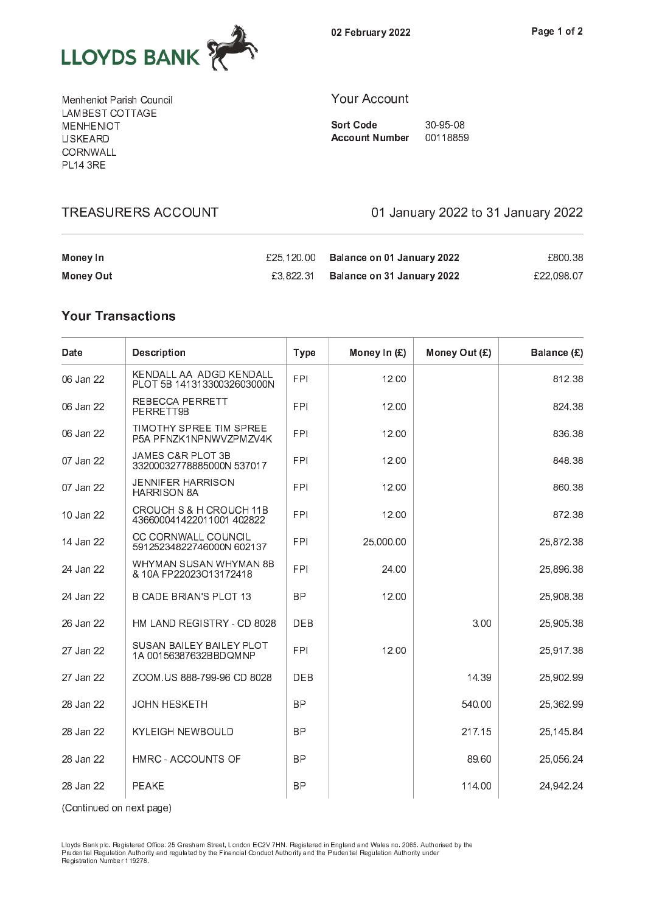LLOYDS BANK

02 February 2022

Menheniot Parish Council
LAMBEST COTTAGE
MENHENIOT
LISKEARD
CORNWALL
PL14 3RE

## Your Account

**Sort Code** 30-95-08
**Account Number** 00118859

## TREASURERS ACCOUNT

01 January 2022 to 31 January 2022

| | | | |
|---|---|---|---|
| **Money In** | £25,120.00 | **Balance on 01 January 2022** | £800.38 |
| **Money Out** | £3,822.31 | **Balance on 31 January 2022** | £22,098.07 |

### Your Transactions

| Date | Description | Type | Money In (£) | Money Out (£) | Balance (£) |
|---|---|---|---|---|---|
| 06 Jan 22 | KENDALL AA ADGD KENDALL PLOT 5B 14131330032603000N | FPI | 12.00 | | 812.38 |
| 06 Jan 22 | REBECCA PERRETT PERRETT9B | FPI | 12.00 | | 824.38 |
| 06 Jan 22 | TIMOTHY SPREE TIM SPREE P5A PFNZK1NPNWVZPMZV4K | FPI | 12.00 | | 836.38 |
| 07 Jan 22 | JAMES C&R PLOT 3B 33200032778885000N 537017 | FPI | 12.00 | | 848.38 |
| 07 Jan 22 | JENNIFER HARRISON HARRISON 8A | FPI | 12.00 | | 860.38 |
| 10 Jan 22 | CROUCH S & H CROUCH 11B 436600041422011001 402822 | FPI | 12.00 | | 872.38 |
| 14 Jan 22 | CC CORNWALL COUNCIL 59125234822746000N 602137 | FPI | 25,000.00 | | 25,872.38 |
| 24 Jan 22 | WHYMAN SUSAN WHYMAN 8B & 10A FP22023O13172418 | FPI | 24.00 | | 25,896.38 |
| 24 Jan 22 | B CADE BRIAN'S PLOT 13 | BP | 12.00 | | 25,908.38 |
| 26 Jan 22 | HM LAND REGISTRY - CD 8028 | DEB | | 3.00 | 25,905.38 |
| 27 Jan 22 | SUSAN BAILEY BAILEY PLOT 1A 00156387632BBDQMNP | FPI | 12.00 | | 25,917.38 |
| 27 Jan 22 | ZOOM.US 888-799-96 CD 8028 | DEB | | 14.39 | 25,902.99 |
| 28 Jan 22 | JOHN HESKETH | BP | | 540.00 | 25,362.99 |
| 28 Jan 22 | KYLEIGH NEWBOULD | BP | | 217.15 | 25,145.84 |
| 28 Jan 22 | HMRC - ACCOUNTS OF | BP | | 89.60 | 25,056.24 |
| 28 Jan 22 | PEAKE | BP | | 114.00 | 24,942.24 |

(Continued on next page)

Lloyds Bank plc. Registered Office: 25 Gresham Street, London EC2V 7HN. Registered in England and Wales no. 2065. Authorised by the Prudential Regulation Authority and regulated by the Financial Conduct Authority and the Prudential Regulation Authority under Registration Number 119278.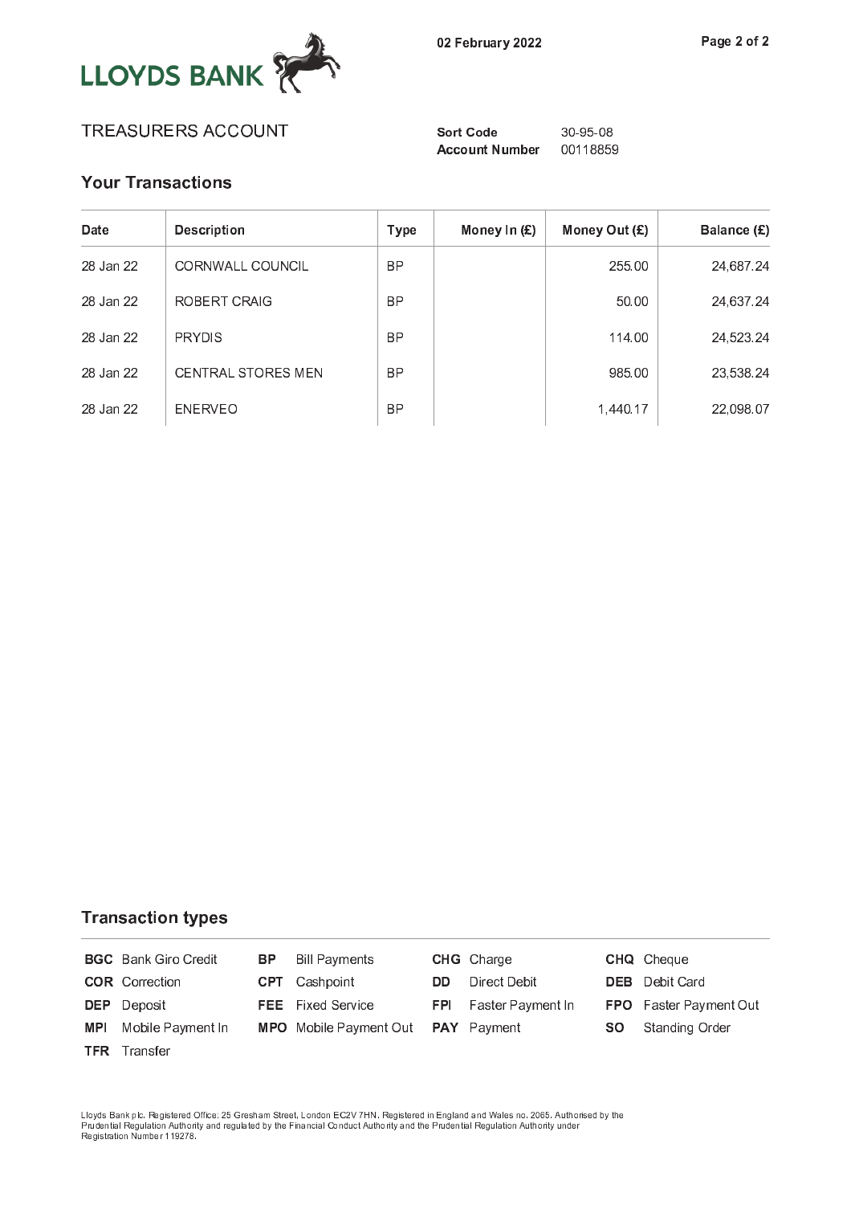LLOYDS BANK

02 February 2022

TREASURERS ACCOUNT

**Sort Code** 30-95-08
**Account Number** 00118859

## Your Transactions

| Date | Description | Type | Money In (£) | Money Out (£) | Balance (£) |
|---|---|---|---|---|---|
| 28 Jan 22 | CORNWALL COUNCIL | BP | | 255.00 | 24,687.24 |
| 28 Jan 22 | ROBERT CRAIG | BP | | 50.00 | 24,637.24 |
| 28 Jan 22 | PRYDIS | BP | | 114.00 | 24,523.24 |
| 28 Jan 22 | CENTRAL STORES MEN | BP | | 985.00 | 23,538.24 |
| 28 Jan 22 | ENERVEO | BP | | 1,440.17 | 22,098.07 |

## Transaction types

| | | | | | | | |
|---|---|---|---|---|---|---|---|
| **BGC** | Bank Giro Credit | **BP** | Bill Payments | **CHG** | Charge | **CHQ** | Cheque |
| **COR** | Correction | **CPT** | Cashpoint | **DD** | Direct Debit | **DEB** | Debit Card |
| **DEP** | Deposit | **FEE** | Fixed Service | **FPI** | Faster Payment In | **FPO** | Faster Payment Out |
| **MPI** | Mobile Payment In | **MPO** | Mobile Payment Out | **PAY** | Payment | **SO** | Standing Order |
| **TFR** | Transfer | | | | | | |

Lloyds Bank plc. Registered Office: 25 Gresham Street, London EC2V 7HN. Registered in England and Wales no. 2065. Authorised by the Prudential Regulation Authority and regulated by the Financial Conduct Authority and the Prudential Regulation Authority under Registration Number 119278.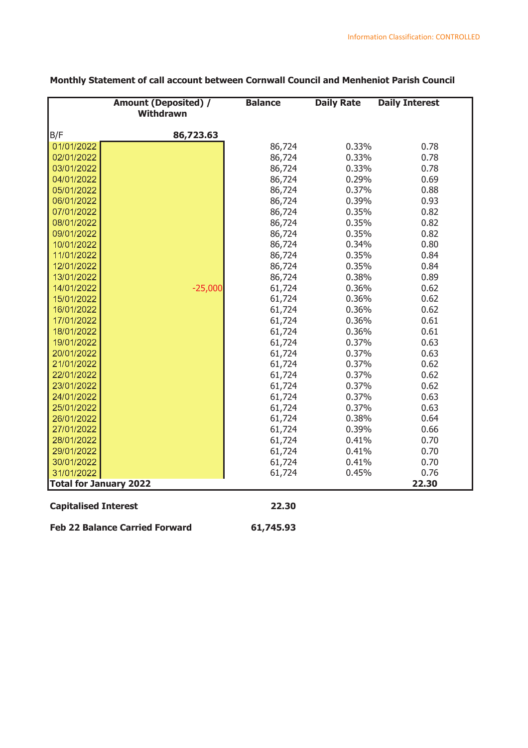Information Classification: CONTROLLED

**Monthly Statement of call account between Cornwall Council and Menheniot Parish Council**

| | Amount (Deposited) / Withdrawn | Balance | Daily Rate | Daily Interest |
|---|---|---|---|---|
| B/F | **86,723.63** | | | |
| 01/01/2022 | | 86,724 | 0.33% | 0.78 |
| 02/01/2022 | | 86,724 | 0.33% | 0.78 |
| 03/01/2022 | | 86,724 | 0.33% | 0.78 |
| 04/01/2022 | | 86,724 | 0.29% | 0.69 |
| 05/01/2022 | | 86,724 | 0.37% | 0.88 |
| 06/01/2022 | | 86,724 | 0.39% | 0.93 |
| 07/01/2022 | | 86,724 | 0.35% | 0.82 |
| 08/01/2022 | | 86,724 | 0.35% | 0.82 |
| 09/01/2022 | | 86,724 | 0.35% | 0.82 |
| 10/01/2022 | | 86,724 | 0.34% | 0.80 |
| 11/01/2022 | | 86,724 | 0.35% | 0.84 |
| 12/01/2022 | | 86,724 | 0.35% | 0.84 |
| 13/01/2022 | | 86,724 | 0.38% | 0.89 |
| 14/01/2022 | -25,000 | 61,724 | 0.36% | 0.62 |
| 15/01/2022 | | 61,724 | 0.36% | 0.62 |
| 16/01/2022 | | 61,724 | 0.36% | 0.62 |
| 17/01/2022 | | 61,724 | 0.36% | 0.61 |
| 18/01/2022 | | 61,724 | 0.36% | 0.61 |
| 19/01/2022 | | 61,724 | 0.37% | 0.63 |
| 20/01/2022 | | 61,724 | 0.37% | 0.63 |
| 21/01/2022 | | 61,724 | 0.37% | 0.62 |
| 22/01/2022 | | 61,724 | 0.37% | 0.62 |
| 23/01/2022 | | 61,724 | 0.37% | 0.62 |
| 24/01/2022 | | 61,724 | 0.37% | 0.63 |
| 25/01/2022 | | 61,724 | 0.37% | 0.63 |
| 26/01/2022 | | 61,724 | 0.38% | 0.64 |
| 27/01/2022 | | 61,724 | 0.39% | 0.66 |
| 28/01/2022 | | 61,724 | 0.41% | 0.70 |
| 29/01/2022 | | 61,724 | 0.41% | 0.70 |
| 30/01/2022 | | 61,724 | 0.41% | 0.70 |
| 31/01/2022 | | 61,724 | 0.45% | 0.76 |
| **Total for January 2022** | | | | **22.30** |

**Capitalised Interest** **22.30**

**Feb 22 Balance Carried Forward** **61,745.93**